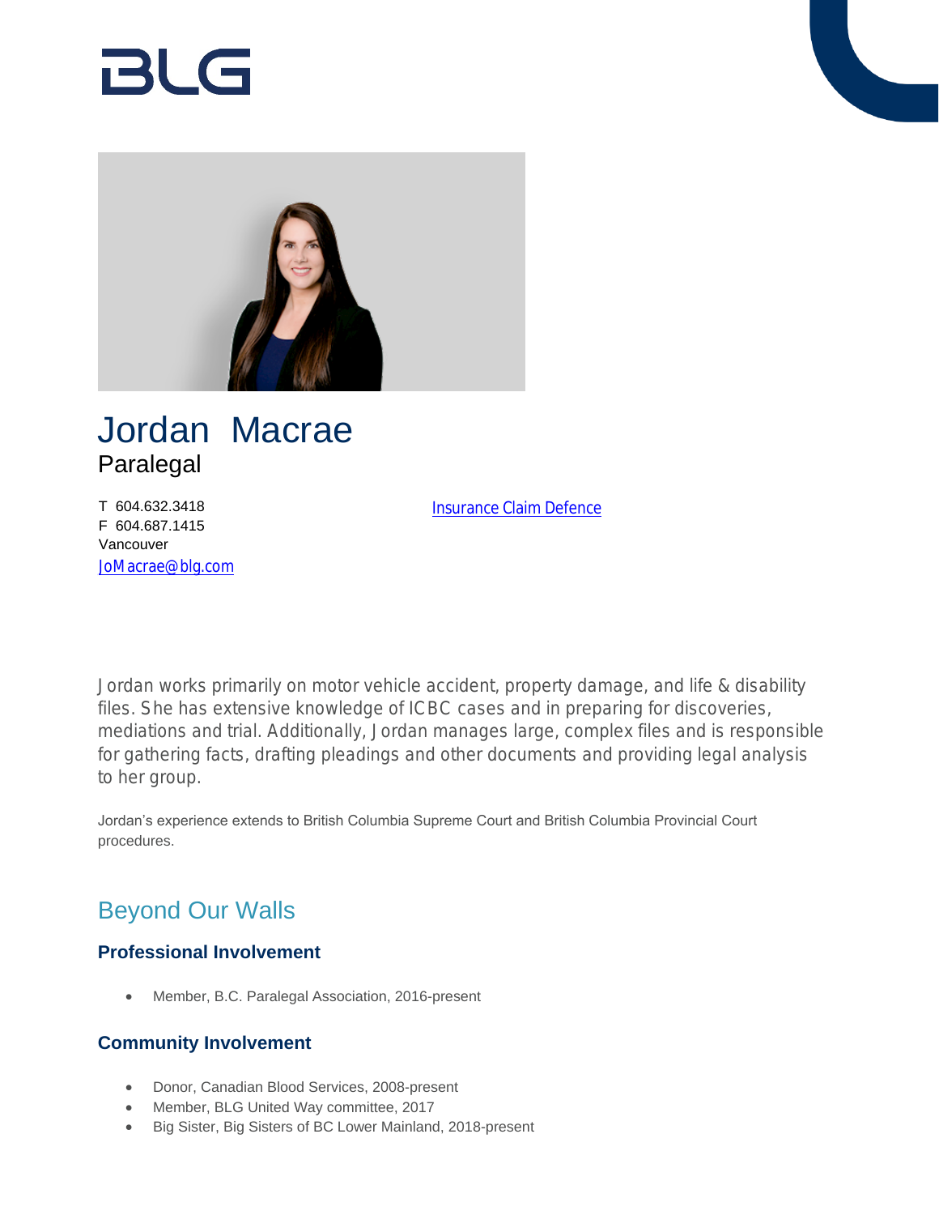# Jordan Macrae

Paralegal

T 604.632.3418
F 604.687.1415
Vancouver
JoMacrae@blg.com

Insurance Claim Defence

Jordan works primarily on motor vehicle accident, property damage, and life & disability files. She has extensive knowledge of ICBC cases and in preparing for discoveries, mediations and trial. Additionally, Jordan manages large, complex files and is responsible for gathering facts, drafting pleadings and other documents and providing legal analysis to her group.

Jordan's experience extends to British Columbia Supreme Court and British Columbia Provincial Court procedures.

## Beyond Our Walls

### Professional Involvement

- Member, B.C. Paralegal Association, 2016-present

### Community Involvement

- Donor, Canadian Blood Services, 2008-present
- Member, BLG United Way committee, 2017
- Big Sister, Big Sisters of BC Lower Mainland, 2018-present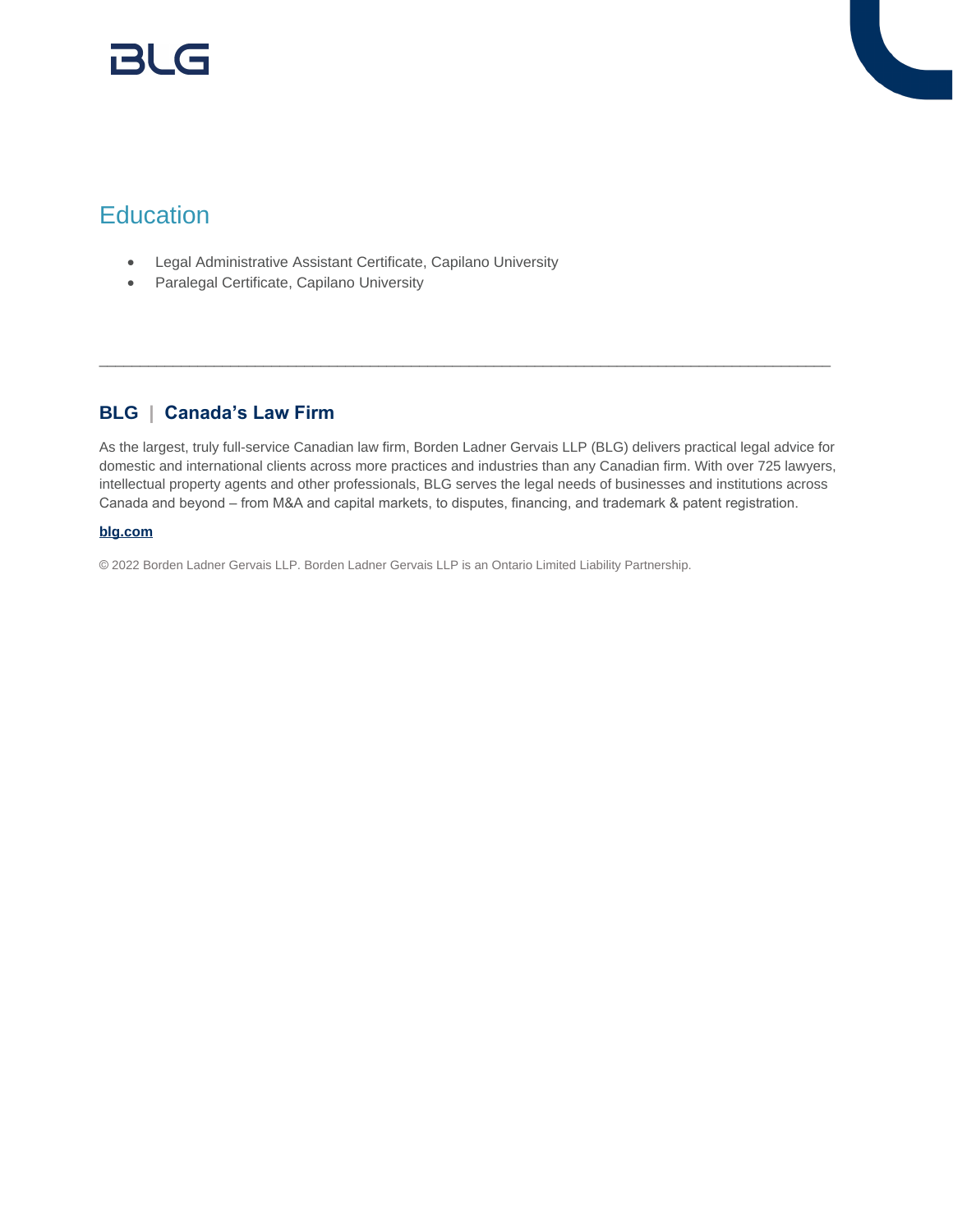## Education

- Legal Administrative Assistant Certificate, Capilano University
- Paralegal Certificate, Capilano University

---

### BLG | Canada's Law Firm

As the largest, truly full-service Canadian law firm, Borden Ladner Gervais LLP (BLG) delivers practical legal advice for domestic and international clients across more practices and industries than any Canadian firm. With over 725 lawyers, intellectual property agents and other professionals, BLG serves the legal needs of businesses and institutions across Canada and beyond – from M&A and capital markets, to disputes, financing, and trademark & patent registration.

**blg.com**

© 2022 Borden Ladner Gervais LLP. Borden Ladner Gervais LLP is an Ontario Limited Liability Partnership.